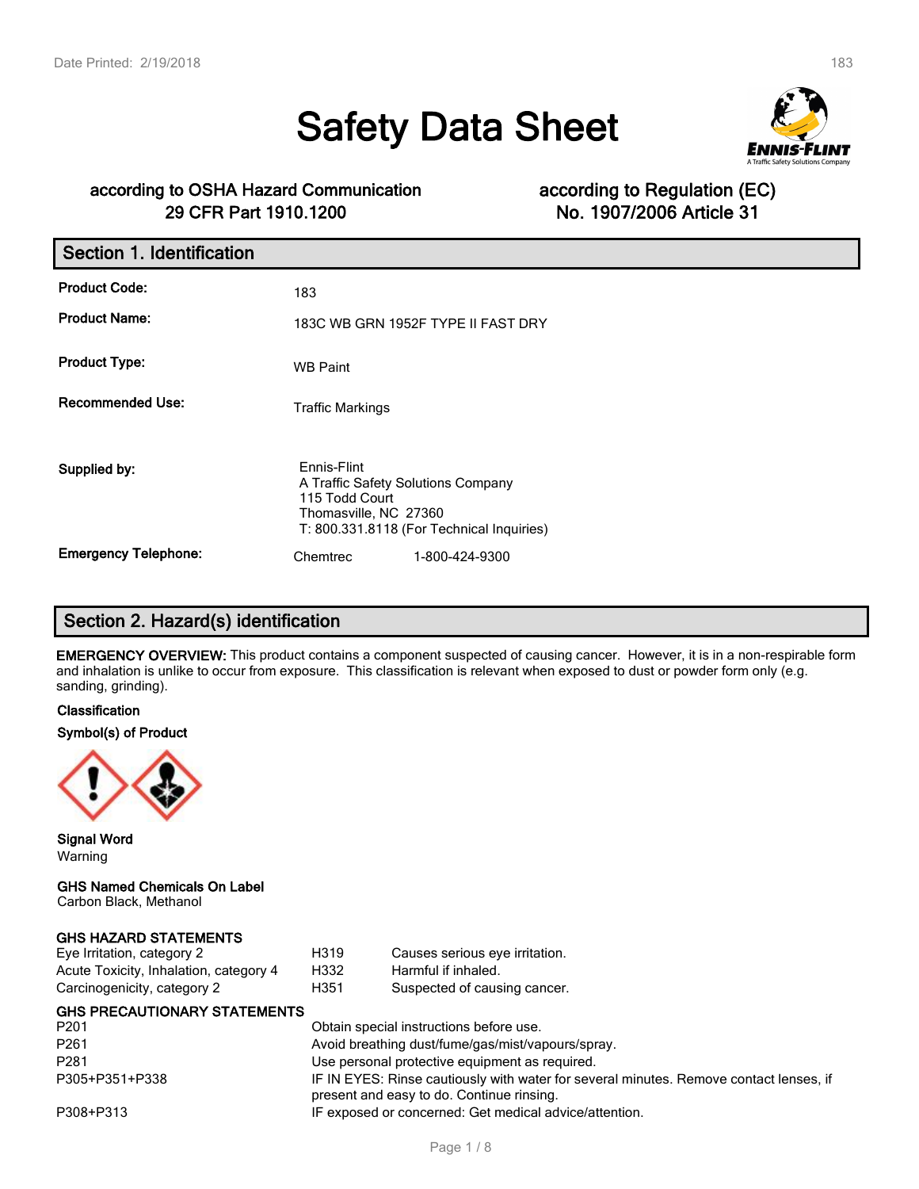# Safety Data Sheet

**according to OSHA Hazard Communication 29 CFR Part 1910.1200**

**according to Regulation (EC) No. 1907/2006 Article 31**

## Section 1. Identification

| | |
|---|---|
| **Product Code:** | 183 |
| **Product Name:** | 183C WB GRN 1952F TYPE II FAST DRY |
| **Product Type:** | WB Paint |
| **Recommended Use:** | Traffic Markings |
| **Supplied by:** | Ennis-Flint<br>A Traffic Safety Solutions Company<br>115 Todd Court<br>Thomasville, NC 27360<br>T: 800.331.8118 (For Technical Inquiries) |
| **Emergency Telephone:** | Chemtrec 1-800-424-9300 |

## Section 2. Hazard(s) identification

**EMERGENCY OVERVIEW:** This product contains a component suspected of causing cancer. However, it is in a non-respirable form and inhalation is unlike to occur from exposure. This classification is relevant when exposed to dust or powder form only (e.g. sanding, grinding).

**Classification**

**Symbol(s) of Product**

**Signal Word**
Warning

**GHS Named Chemicals On Label**
Carbon Black, Methanol

**GHS HAZARD STATEMENTS**

| | | |
|---|---|---|
| Eye Irritation, category 2 | H319 | Causes serious eye irritation. |
| Acute Toxicity, Inhalation, category 4 | H332 | Harmful if inhaled. |
| Carcinogenicity, category 2 | H351 | Suspected of causing cancer. |

**GHS PRECAUTIONARY STATEMENTS**

| | |
|---|---|
| P201 | Obtain special instructions before use. |
| P261 | Avoid breathing dust/fume/gas/mist/vapours/spray. |
| P281 | Use personal protective equipment as required. |
| P305+P351+P338 | IF IN EYES: Rinse cautiously with water for several minutes. Remove contact lenses, if present and easy to do. Continue rinsing. |
| P308+P313 | IF exposed or concerned: Get medical advice/attention. |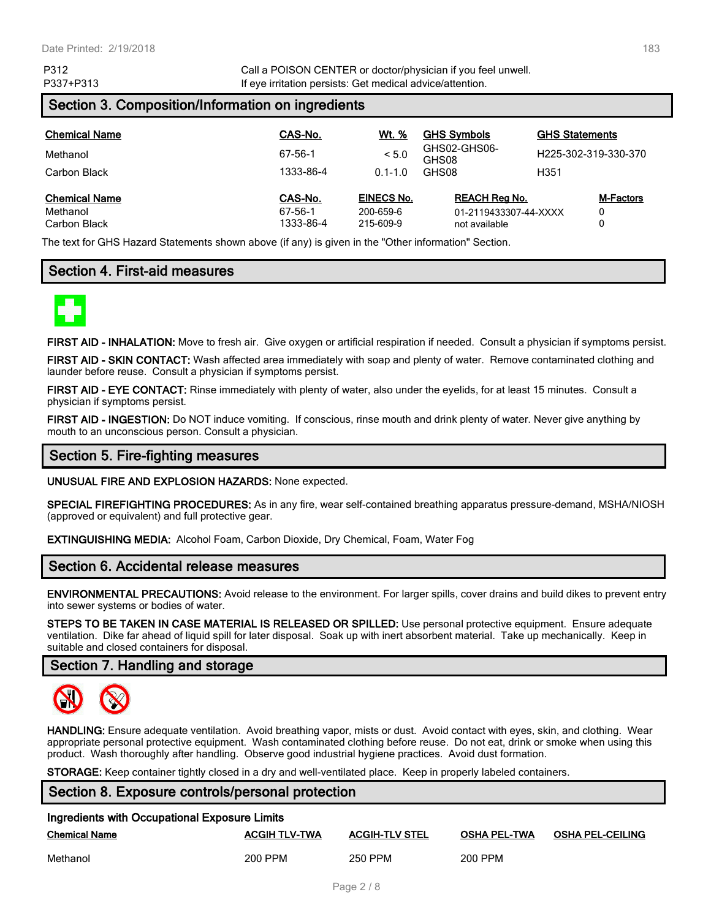| | |
|---|---|
| P312 | Call a POISON CENTER or doctor/physician if you feel unwell. |
| P337+P313 | If eye irritation persists: Get medical advice/attention. |

## Section 3. Composition/Information on ingredients

| Chemical Name | CAS-No. | Wt. % | GHS Symbols | GHS Statements |
|---|---|---|---|---|
| Methanol | 67-56-1 | < 5.0 | GHS02-GHS06-GHS08 | H225-302-319-330-370 |
| Carbon Black | 1333-86-4 | 0.1-1.0 | GHS08 | H351 |

| Chemical Name | CAS-No. | EINECS No. | REACH Reg No. | M-Factors |
|---|---|---|---|---|
| Methanol | 67-56-1 | 200-659-6 | 01-2119433307-44-XXXX | 0 |
| Carbon Black | 1333-86-4 | 215-609-9 | not available | 0 |

The text for GHS Hazard Statements shown above (if any) is given in the "Other information" Section.

## Section 4. First-aid measures

**FIRST AID - INHALATION:** Move to fresh air. Give oxygen or artificial respiration if needed. Consult a physician if symptoms persist.

**FIRST AID - SKIN CONTACT:** Wash affected area immediately with soap and plenty of water. Remove contaminated clothing and launder before reuse. Consult a physician if symptoms persist.

**FIRST AID - EYE CONTACT:** Rinse immediately with plenty of water, also under the eyelids, for at least 15 minutes. Consult a physician if symptoms persist.

**FIRST AID - INGESTION:** Do NOT induce vomiting. If conscious, rinse mouth and drink plenty of water. Never give anything by mouth to an unconscious person. Consult a physician.

## Section 5. Fire-fighting measures

**UNUSUAL FIRE AND EXPLOSION HAZARDS:** None expected.

**SPECIAL FIREFIGHTING PROCEDURES:** As in any fire, wear self-contained breathing apparatus pressure-demand, MSHA/NIOSH (approved or equivalent) and full protective gear.

**EXTINGUISHING MEDIA:** Alcohol Foam, Carbon Dioxide, Dry Chemical, Foam, Water Fog

## Section 6. Accidental release measures

**ENVIRONMENTAL PRECAUTIONS:** Avoid release to the environment. For larger spills, cover drains and build dikes to prevent entry into sewer systems or bodies of water.

**STEPS TO BE TAKEN IN CASE MATERIAL IS RELEASED OR SPILLED:** Use personal protective equipment. Ensure adequate ventilation. Dike far ahead of liquid spill for later disposal. Soak up with inert absorbent material. Take up mechanically. Keep in suitable and closed containers for disposal.

## Section 7. Handling and storage

**HANDLING:** Ensure adequate ventilation. Avoid breathing vapor, mists or dust. Avoid contact with eyes, skin, and clothing. Wear appropriate personal protective equipment. Wash contaminated clothing before reuse. Do not eat, drink or smoke when using this product. Wash thoroughly after handling. Observe good industrial hygiene practices. Avoid dust formation.

**STORAGE:** Keep container tightly closed in a dry and well-ventilated place. Keep in properly labeled containers.

## Section 8. Exposure controls/personal protection

**Ingredients with Occupational Exposure Limits**

| Chemical Name | ACGIH TLV-TWA | ACGIH-TLV STEL | OSHA PEL-TWA | OSHA PEL-CEILING |
|---|---|---|---|---|
| Methanol | 200 PPM | 250 PPM | 200 PPM | |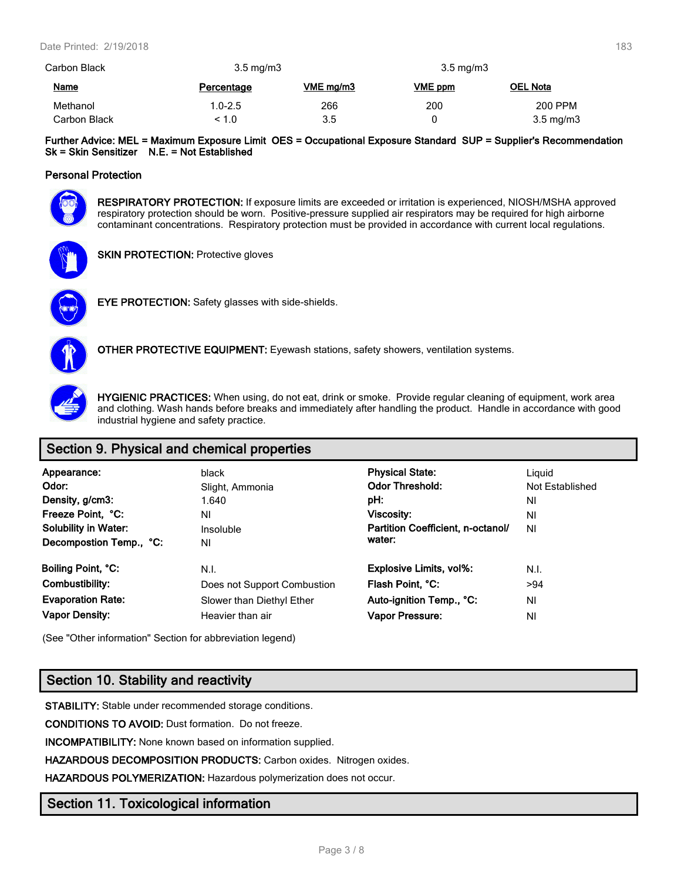| Carbon Black | 3.5 mg/m3 | 3.5 mg/m3 |
|---|---|---|

| Name | Percentage | VME mg/m3 | VME ppm | OEL Nota |
|---|---|---|---|---|
| Methanol | 1.0-2.5 | 266 | 200 | 200 PPM |
| Carbon Black | < 1.0 | 3.5 | 0 | 3.5 mg/m3 |

**Further Advice: MEL = Maximum Exposure Limit OES = Occupational Exposure Standard SUP = Supplier's Recommendation Sk = Skin Sensitizer N.E. = Not Established**

### Personal Protection

**RESPIRATORY PROTECTION:** If exposure limits are exceeded or irritation is experienced, NIOSH/MSHA approved respiratory protection should be worn. Positive-pressure supplied air respirators may be required for high airborne contaminant concentrations. Respiratory protection must be provided in accordance with current local regulations.

**SKIN PROTECTION:** Protective gloves

**EYE PROTECTION:** Safety glasses with side-shields.

**OTHER PROTECTIVE EQUIPMENT:** Eyewash stations, safety showers, ventilation systems.

**HYGIENIC PRACTICES:** When using, do not eat, drink or smoke. Provide regular cleaning of equipment, work area and clothing. Wash hands before breaks and immediately after handling the product. Handle in accordance with good industrial hygiene and safety practice.

## Section 9. Physical and chemical properties

| | | | |
|---|---|---|---|
| **Appearance:** | black | **Physical State:** | Liquid |
| **Odor:** | Slight, Ammonia | **Odor Threshold:** | Not Established |
| **Density, g/cm3:** | 1.640 | **pH:** | NI |
| **Freeze Point, °C:** | NI | **Viscosity:** | NI |
| **Solubility in Water:** | Insoluble | **Partition Coefficient, n-octanol/ water:** | NI |
| **Decompostion Temp., °C:** | NI | | |
| **Boiling Point, °C:** | N.I. | **Explosive Limits, vol%:** | N.I. |
| **Combustibility:** | Does not Support Combustion | **Flash Point, °C:** | >94 |
| **Evaporation Rate:** | Slower than Diethyl Ether | **Auto-ignition Temp., °C:** | NI |
| **Vapor Density:** | Heavier than air | **Vapor Pressure:** | NI |

(See "Other information" Section for abbreviation legend)

## Section 10. Stability and reactivity

**STABILITY:** Stable under recommended storage conditions.

**CONDITIONS TO AVOID:** Dust formation. Do not freeze.

**INCOMPATIBILITY:** None known based on information supplied.

**HAZARDOUS DECOMPOSITION PRODUCTS:** Carbon oxides. Nitrogen oxides.

**HAZARDOUS POLYMERIZATION:** Hazardous polymerization does not occur.

## Section 11. Toxicological information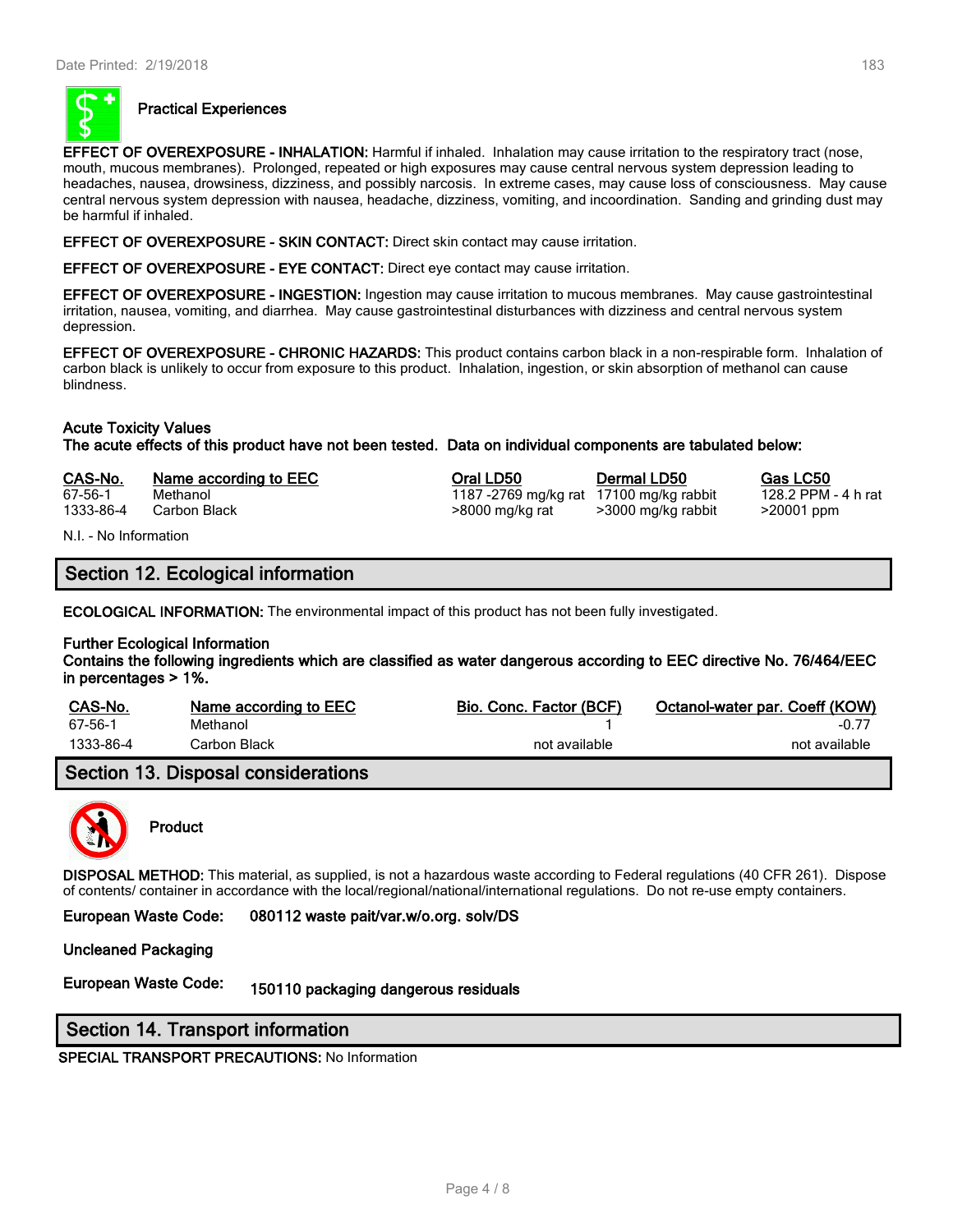### Practical Experiences

**EFFECT OF OVEREXPOSURE - INHALATION:** Harmful if inhaled. Inhalation may cause irritation to the respiratory tract (nose, mouth, mucous membranes). Prolonged, repeated or high exposures may cause central nervous system depression leading to headaches, nausea, drowsiness, dizziness, and possibly narcosis. In extreme cases, may cause loss of consciousness. May cause central nervous system depression with nausea, headache, dizziness, vomiting, and incoordination. Sanding and grinding dust may be harmful if inhaled.

**EFFECT OF OVEREXPOSURE - SKIN CONTACT:** Direct skin contact may cause irritation.

**EFFECT OF OVEREXPOSURE - EYE CONTACT:** Direct eye contact may cause irritation.

**EFFECT OF OVEREXPOSURE - INGESTION:** Ingestion may cause irritation to mucous membranes. May cause gastrointestinal irritation, nausea, vomiting, and diarrhea. May cause gastrointestinal disturbances with dizziness and central nervous system depression.

**EFFECT OF OVEREXPOSURE - CHRONIC HAZARDS:** This product contains carbon black in a non-respirable form. Inhalation of carbon black is unlikely to occur from exposure to this product. Inhalation, ingestion, or skin absorption of methanol can cause blindness.

**Acute Toxicity Values**
**The acute effects of this product have not been tested. Data on individual components are tabulated below:**

| CAS-No. | Name according to EEC | Oral LD50 | Dermal LD50 | Gas LC50 |
|---|---|---|---|---|
| 67-56-1 | Methanol | 1187 -2769 mg/kg rat | 17100 mg/kg rabbit | 128.2 PPM - 4 h rat |
| 1333-86-4 | Carbon Black | >8000 mg/kg rat | >3000 mg/kg rabbit | >20001 ppm |

N.I. - No Information

## Section 12. Ecological information

**ECOLOGICAL INFORMATION:** The environmental impact of this product has not been fully investigated.

**Further Ecological Information**
**Contains the following ingredients which are classified as water dangerous according to EEC directive No. 76/464/EEC in percentages > 1%.**

| CAS-No. | Name according to EEC | Bio. Conc. Factor (BCF) | Octanol-water par. Coeff (KOW) |
|---|---|---|---|
| 67-56-1 | Methanol | 1 | -0.77 |
| 1333-86-4 | Carbon Black | not available | not available |

## Section 13. Disposal considerations

### Product

**DISPOSAL METHOD:** This material, as supplied, is not a hazardous waste according to Federal regulations (40 CFR 261). Dispose of contents/ container in accordance with the local/regional/national/international regulations. Do not re-use empty containers.

**European Waste Code:** 080112 waste pait/var.w/o.org. solv/DS

**Uncleaned Packaging**

**European Waste Code:** 150110 packaging dangerous residuals

## Section 14. Transport information

**SPECIAL TRANSPORT PRECAUTIONS:** No Information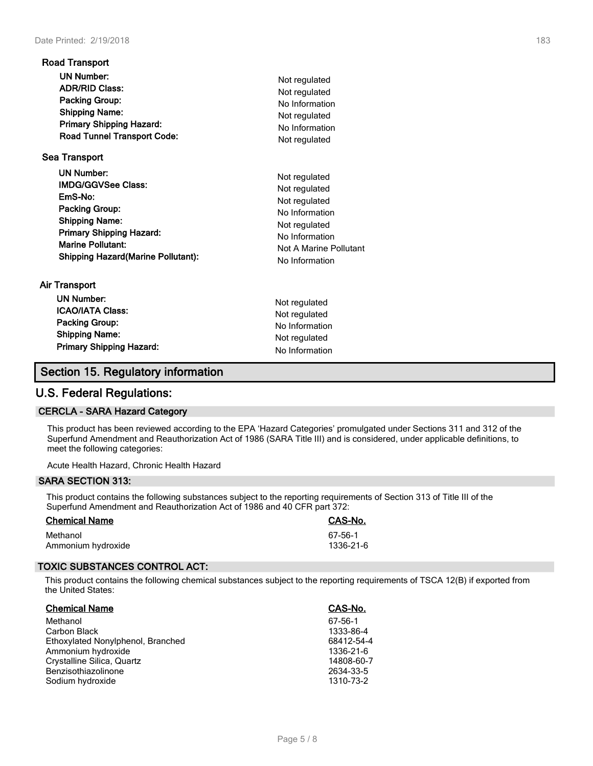### Road Transport

| | |
|---|---|
| **UN Number:** | Not regulated |
| **ADR/RID Class:** | Not regulated |
| **Packing Group:** | No Information |
| **Shipping Name:** | Not regulated |
| **Primary Shipping Hazard:** | No Information |
| **Road Tunnel Transport Code:** | Not regulated |

### Sea Transport

| | |
|---|---|
| **UN Number:** | Not regulated |
| **IMDG/GGVSee Class:** | Not regulated |
| **EmS-No:** | Not regulated |
| **Packing Group:** | No Information |
| **Shipping Name:** | Not regulated |
| **Primary Shipping Hazard:** | No Information |
| **Marine Pollutant:** | Not A Marine Pollutant |
| **Shipping Hazard(Marine Pollutant):** | No Information |

### Air Transport

| | |
|---|---|
| **UN Number:** | Not regulated |
| **ICAO/IATA Class:** | Not regulated |
| **Packing Group:** | No Information |
| **Shipping Name:** | Not regulated |
| **Primary Shipping Hazard:** | No Information |

## Section 15. Regulatory information

## U.S. Federal Regulations:

### CERCLA - SARA Hazard Category

This product has been reviewed according to the EPA 'Hazard Categories' promulgated under Sections 311 and 312 of the Superfund Amendment and Reauthorization Act of 1986 (SARA Title III) and is considered, under applicable definitions, to meet the following categories:

Acute Health Hazard, Chronic Health Hazard

### SARA SECTION 313:

This product contains the following substances subject to the reporting requirements of Section 313 of Title III of the Superfund Amendment and Reauthorization Act of 1986 and 40 CFR part 372:

| Chemical Name | CAS-No. |
|---|---|
| Methanol | 67-56-1 |
| Ammonium hydroxide | 1336-21-6 |

### TOXIC SUBSTANCES CONTROL ACT:

This product contains the following chemical substances subject to the reporting requirements of TSCA 12(B) if exported from the United States:

| Chemical Name | CAS-No. |
|---|---|
| Methanol | 67-56-1 |
| Carbon Black | 1333-86-4 |
| Ethoxylated Nonylphenol, Branched | 68412-54-4 |
| Ammonium hydroxide | 1336-21-6 |
| Crystalline Silica, Quartz | 14808-60-7 |
| Benzisothiazolinone | 2634-33-5 |
| Sodium hydroxide | 1310-73-2 |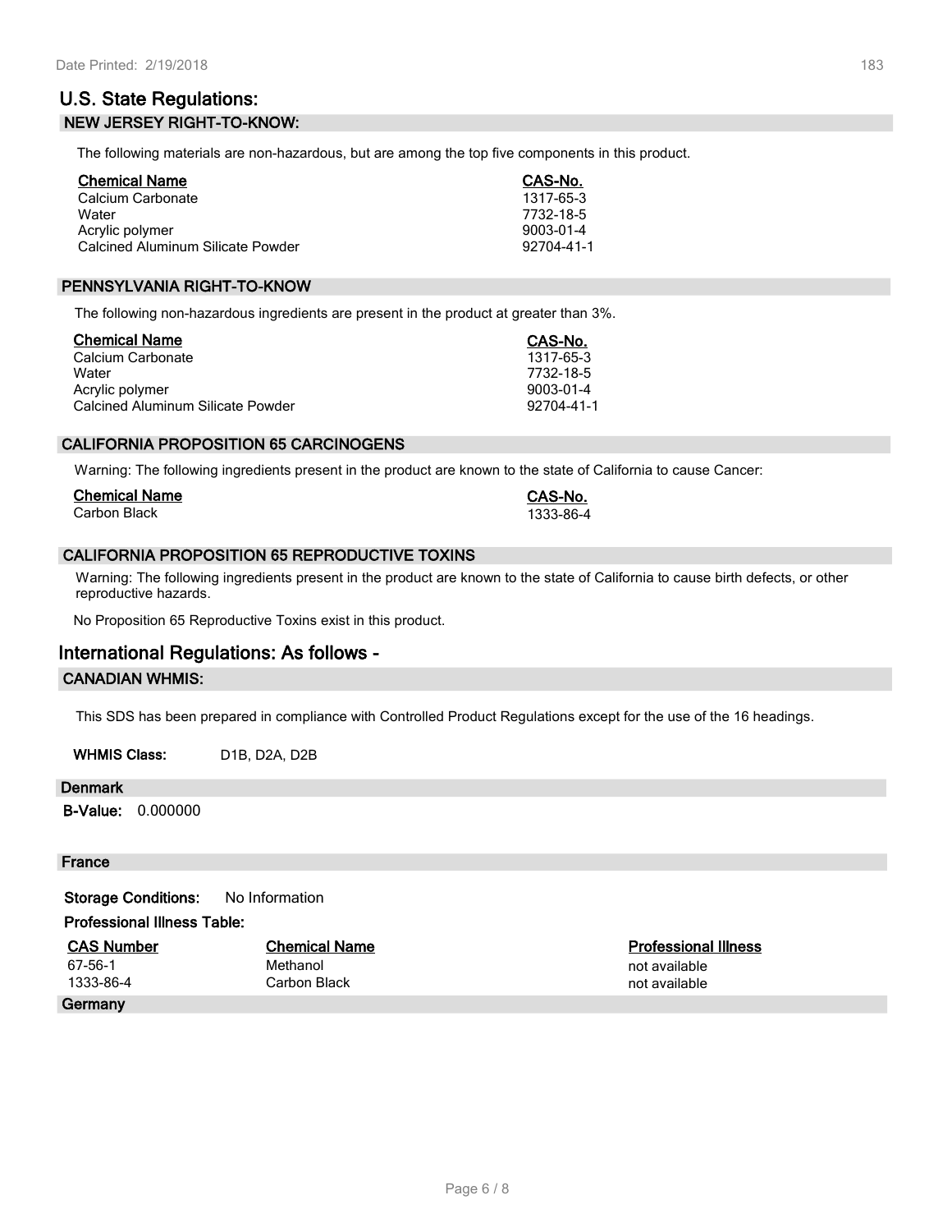## U.S. State Regulations:

### NEW JERSEY RIGHT-TO-KNOW:

The following materials are non-hazardous, but are among the top five components in this product.

| Chemical Name | CAS-No. |
| --- | --- |
| Calcium Carbonate | 1317-65-3 |
| Water | 7732-18-5 |
| Acrylic polymer | 9003-01-4 |
| Calcined Aluminum Silicate Powder | 92704-41-1 |

### PENNSYLVANIA RIGHT-TO-KNOW

The following non-hazardous ingredients are present in the product at greater than 3%.

| Chemical Name | CAS-No. |
| --- | --- |
| Calcium Carbonate | 1317-65-3 |
| Water | 7732-18-5 |
| Acrylic polymer | 9003-01-4 |
| Calcined Aluminum Silicate Powder | 92704-41-1 |

### CALIFORNIA PROPOSITION 65 CARCINOGENS

Warning: The following ingredients present in the product are known to the state of California to cause Cancer:

| Chemical Name | CAS-No. |
| --- | --- |
| Carbon Black | 1333-86-4 |

### CALIFORNIA PROPOSITION 65 REPRODUCTIVE TOXINS

Warning: The following ingredients present in the product are known to the state of California to cause birth defects, or other reproductive hazards.

No Proposition 65 Reproductive Toxins exist in this product.

## International Regulations: As follows -

### CANADIAN WHMIS:

This SDS has been prepared in compliance with Controlled Product Regulations except for the use of the 16 headings.

**WHMIS Class:** D1B, D2A, D2B

### Denmark

**B-Value:** 0.000000

### France

**Storage Conditions:** No Information

**Professional Illness Table:**

| CAS Number | Chemical Name | Professional Illness |
| --- | --- | --- |
| 67-56-1 | Methanol | not available |
| 1333-86-4 | Carbon Black | not available |

### Germany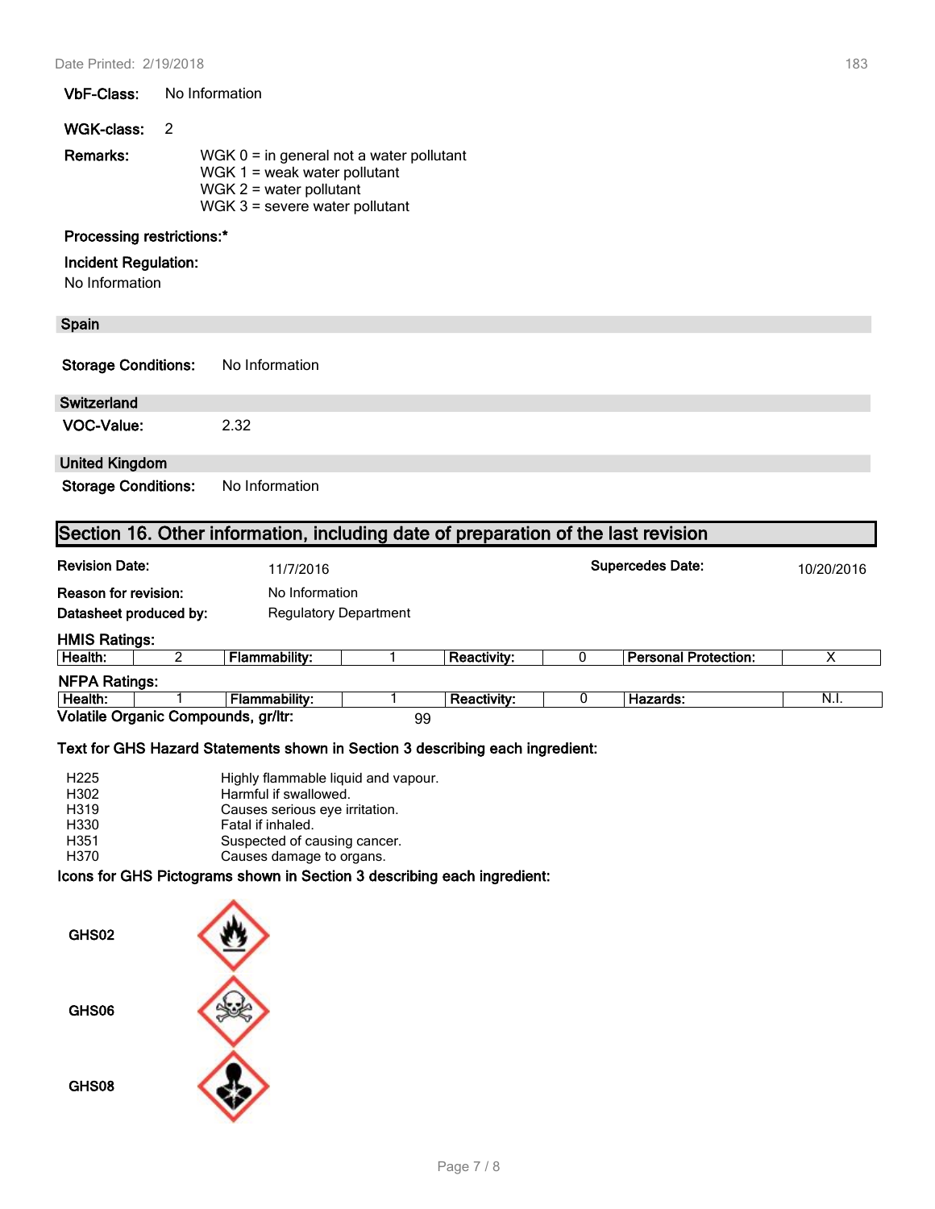**VbF-Class:** No Information

**WGK-class:** 2

**Remarks:**
WGK 0 = in general not a water pollutant
WGK 1 = weak water pollutant
WGK 2 = water pollutant
WGK 3 = severe water pollutant

**Processing restrictions:***

**Incident Regulation:**
No Information

### Spain

**Storage Conditions:** No Information

### Switzerland

**VOC-Value:** 2.32

### United Kingdom

**Storage Conditions:** No Information

## Section 16. Other information, including date of preparation of the last revision

**Revision Date:** 11/7/2016 **Supercedes Date:** 10/20/2016

**Reason for revision:** No Information

**Datasheet produced by:** Regulatory Department

**HMIS Ratings:**

| Health: | 2 | Flammability: | 1 | Reactivity: | 0 | Personal Protection: | X |
|---|---|---|---|---|---|---|---|

**NFPA Ratings:**

| Health: | 1 | Flammability: | 1 | Reactivity: | 0 | Hazards: | N.I. |
|---|---|---|---|---|---|---|---|

**Volatile Organic Compounds, gr/ltr:** 99

**Text for GHS Hazard Statements shown in Section 3 describing each ingredient:**

| | |
|---|---|
| H225 | Highly flammable liquid and vapour. |
| H302 | Harmful if swallowed. |
| H319 | Causes serious eye irritation. |
| H330 | Fatal if inhaled. |
| H351 | Suspected of causing cancer. |
| H370 | Causes damage to organs. |

**Icons for GHS Pictograms shown in Section 3 describing each ingredient:**

GHS02

GHS06

GHS08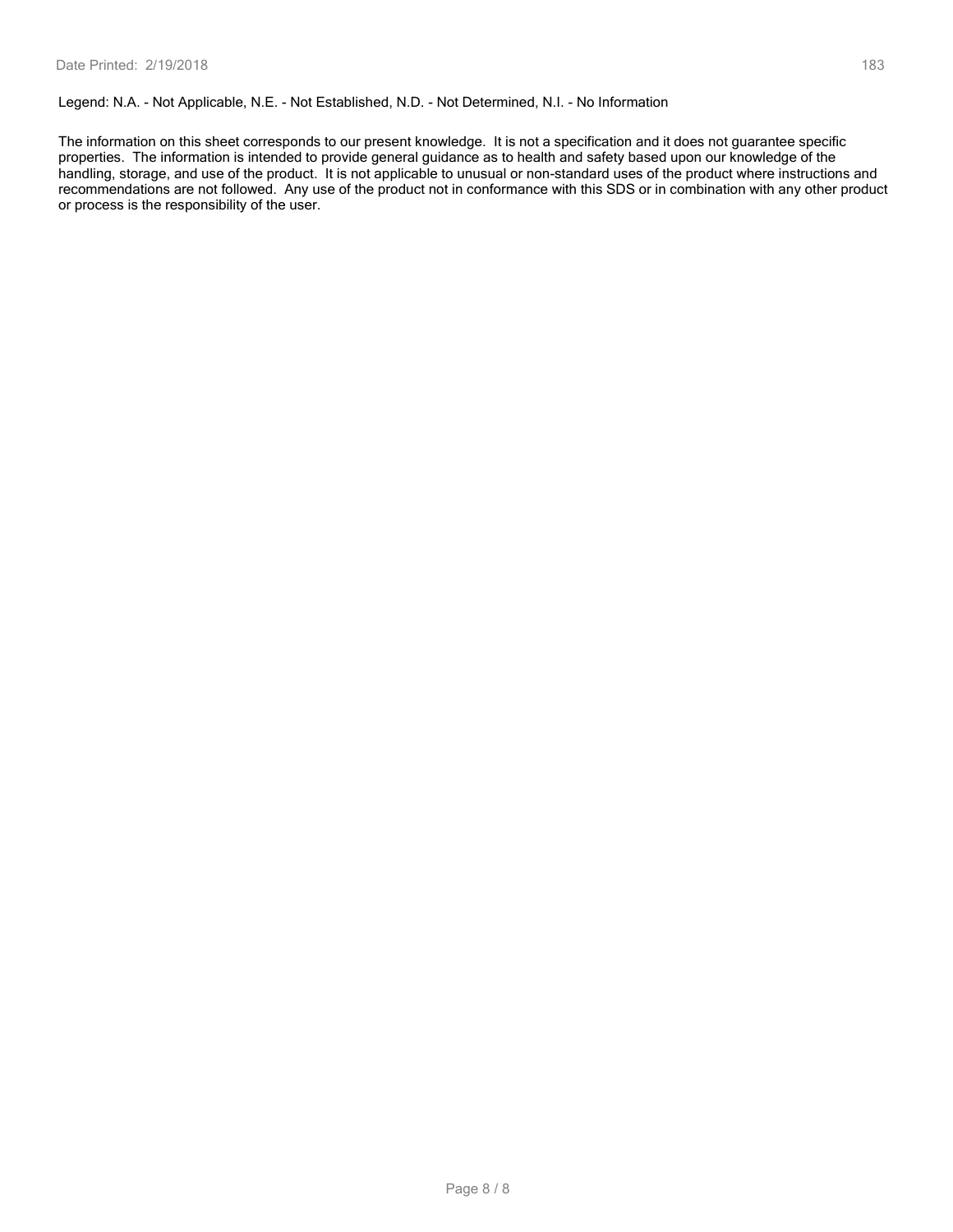Legend: N.A. - Not Applicable, N.E. - Not Established, N.D. - Not Determined, N.I. - No Information

The information on this sheet corresponds to our present knowledge. It is not a specification and it does not guarantee specific properties. The information is intended to provide general guidance as to health and safety based upon our knowledge of the handling, storage, and use of the product. It is not applicable to unusual or non-standard uses of the product where instructions and recommendations are not followed. Any use of the product not in conformance with this SDS or in combination with any other product or process is the responsibility of the user.